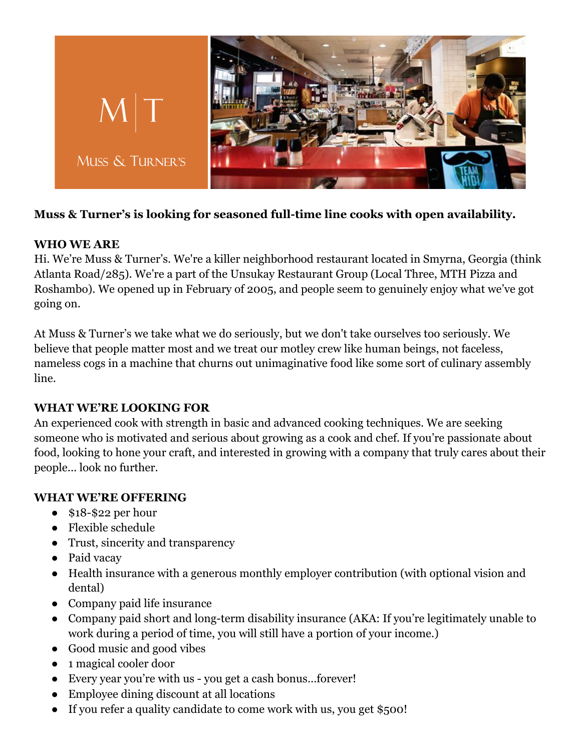**Muss & Turner's is looking for seasoned full-time line cooks with open availability.**

**WHO WE ARE**

Hi. We're Muss & Turner's. We're a killer neighborhood restaurant located in Smyrna, Georgia (think Atlanta Road/285). We're a part of the Unsukay Restaurant Group (Local Three, MTH Pizza and Roshambo). We opened up in February of 2005, and people seem to genuinely enjoy what we've got going on.

At Muss & Turner's we take what we do seriously, but we don't take ourselves too seriously. We believe that people matter most and we treat our motley crew like human beings, not faceless, nameless cogs in a machine that churns out unimaginative food like some sort of culinary assembly line.

**WHAT WE'RE LOOKING FOR**

An experienced cook with strength in basic and advanced cooking techniques. We are seeking someone who is motivated and serious about growing as a cook and chef. If you're passionate about food, looking to hone your craft, and interested in growing with a company that truly cares about their people... look no further.

**WHAT WE'RE OFFERING**

- $18-$22 per hour
- Flexible schedule
- Trust, sincerity and transparency
- Paid vacay
- Health insurance with a generous monthly employer contribution (with optional vision and dental)
- Company paid life insurance
- Company paid short and long-term disability insurance (AKA: If you're legitimately unable to work during a period of time, you will still have a portion of your income.)
- Good music and good vibes
- 1 magical cooler door
- Every year you're with us - you get a cash bonus...forever!
- Employee dining discount at all locations
- If you refer a quality candidate to come work with us, you get $500!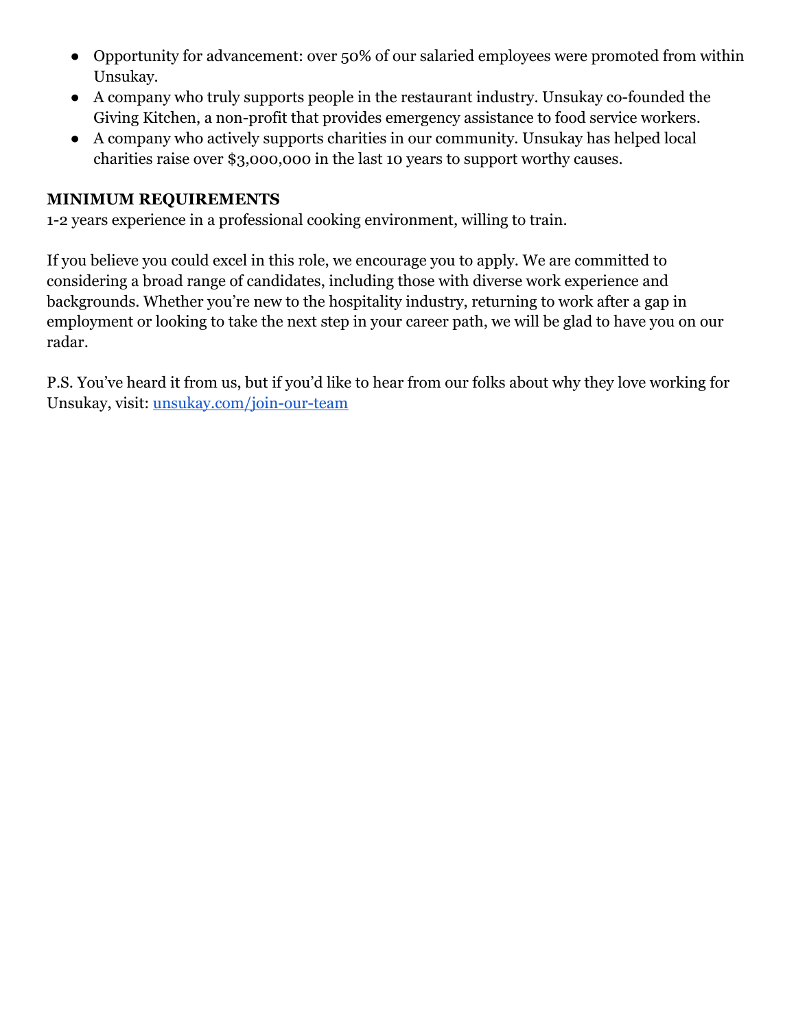- Opportunity for advancement: over 50% of our salaried employees were promoted from within Unsukay.
- A company who truly supports people in the restaurant industry. Unsukay co-founded the Giving Kitchen, a non-profit that provides emergency assistance to food service workers.
- A company who actively supports charities in our community. Unsukay has helped local charities raise over $3,000,000 in the last 10 years to support worthy causes.

**MINIMUM REQUIREMENTS**
1-2 years experience in a professional cooking environment, willing to train.

If you believe you could excel in this role, we encourage you to apply. We are committed to considering a broad range of candidates, including those with diverse work experience and backgrounds. Whether you're new to the hospitality industry, returning to work after a gap in employment or looking to take the next step in your career path, we will be glad to have you on our radar.

P.S. You've heard it from us, but if you'd like to hear from our folks about why they love working for Unsukay, visit: [unsukay.com/join-our-team](unsukay.com/join-our-team)